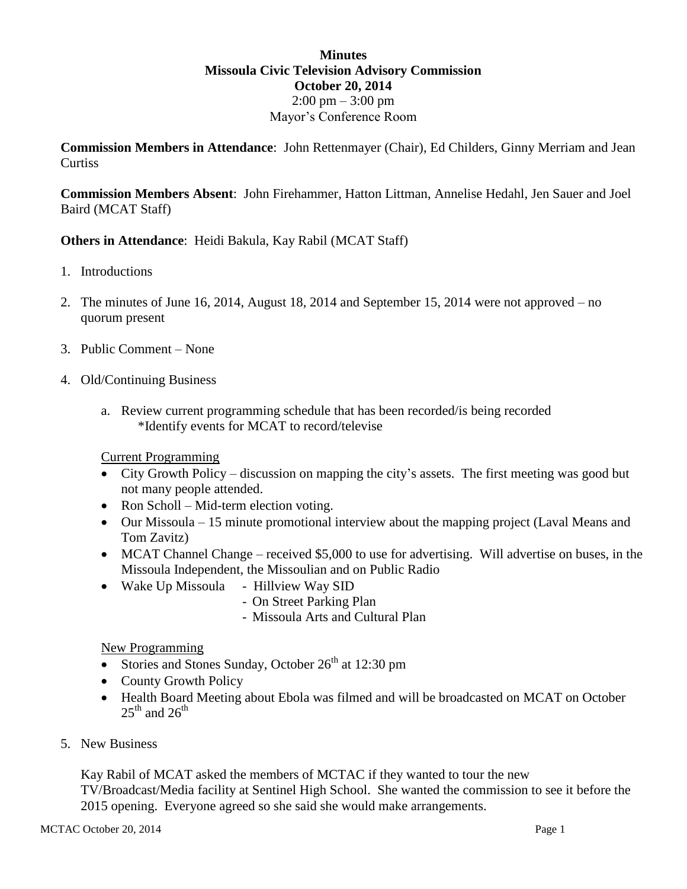# Minutes
## Missoula Civic Television Advisory Commission
## October 20, 2014

2:00 pm – 3:00 pm
Mayor's Conference Room

**Commission Members in Attendance**: John Rettenmayer (Chair), Ed Childers, Ginny Merriam and Jean Curtiss

**Commission Members Absent**: John Firehammer, Hatton Littman, Annelise Hedahl, Jen Sauer and Joel Baird (MCAT Staff)

**Others in Attendance**: Heidi Bakula, Kay Rabil (MCAT Staff)

1. Introductions
2. The minutes of June 16, 2014, August 18, 2014 and September 15, 2014 were not approved – no quorum present
3. Public Comment – None
4. Old/Continuing Business
   a. Review current programming schedule that has been recorded/is being recorded
      *Identify events for MCAT to record/televise

   Current Programming

   - City Growth Policy – discussion on mapping the city's assets. The first meeting was good but not many people attended.
   - Ron Scholl – Mid-term election voting.
   - Our Missoula – 15 minute promotional interview about the mapping project (Laval Means and Tom Zavitz)
   - MCAT Channel Change – received $5,000 to use for advertising. Will advertise on buses, in the Missoula Independent, the Missoulian and on Public Radio
   - Wake Up Missoula
     - Hillview Way SID
     - On Street Parking Plan
     - Missoula Arts and Cultural Plan

   New Programming

   - Stories and Stones Sunday, October 26th at 12:30 pm
   - County Growth Policy
   - Health Board Meeting about Ebola was filmed and will be broadcasted on MCAT on October 25th and 26th

5. New Business

   Kay Rabil of MCAT asked the members of MCTAC if they wanted to tour the new TV/Broadcast/Media facility at Sentinel High School. She wanted the commission to see it before the 2015 opening. Everyone agreed so she said she would make arrangements.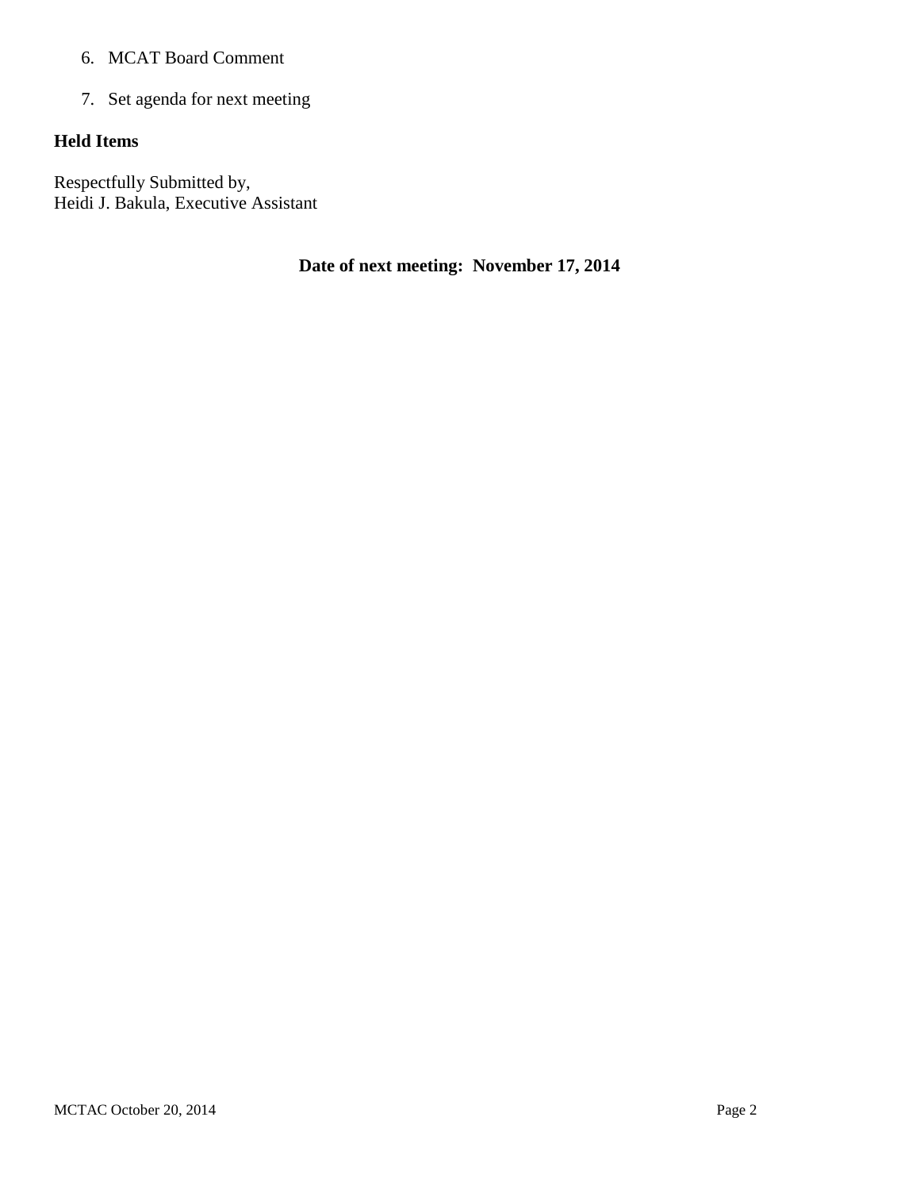6. MCAT Board Comment

7. Set agenda for next meeting

**Held Items**

Respectfully Submitted by,
Heidi J. Bakula, Executive Assistant

**Date of next meeting: November 17, 2014**